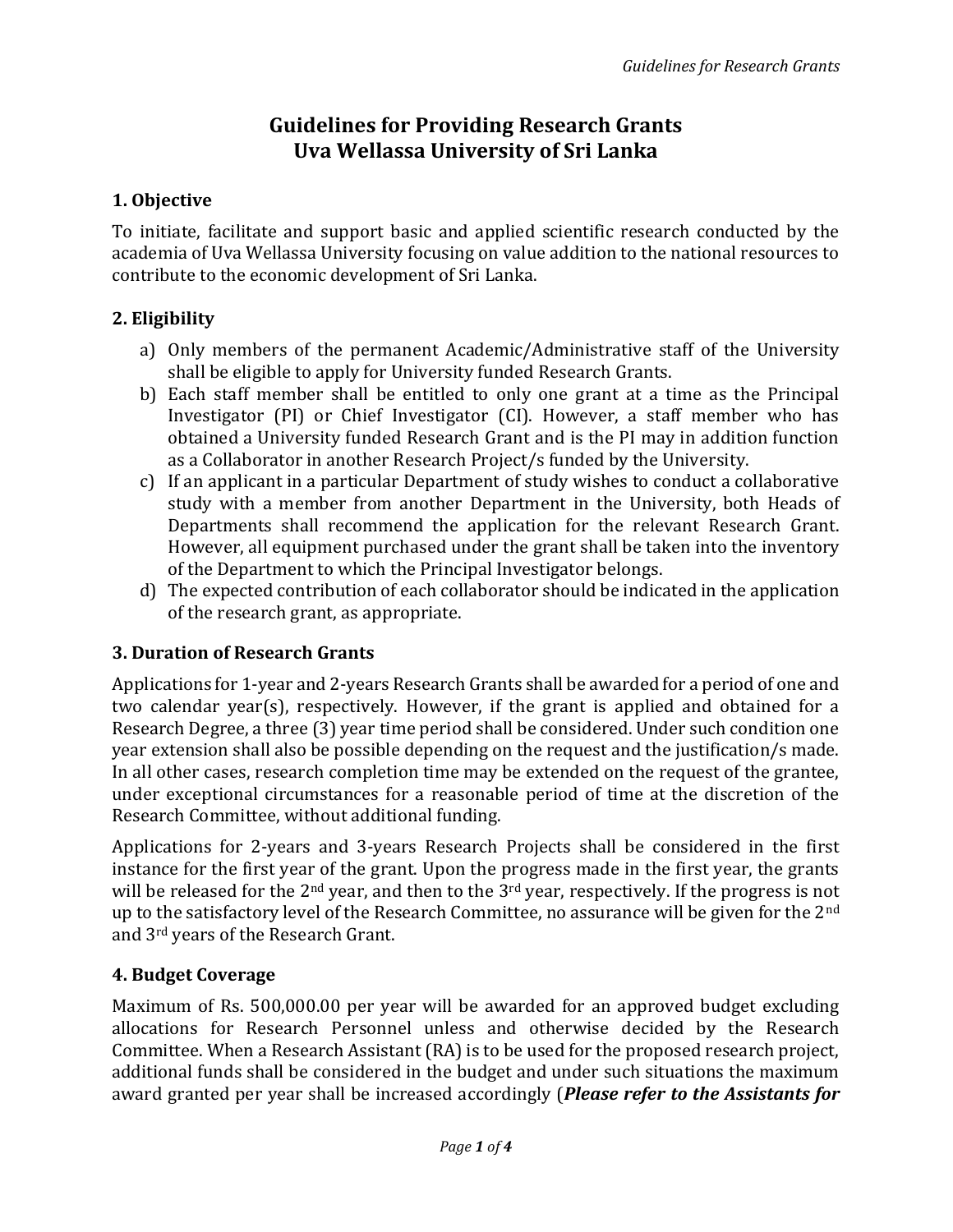# Guidelines for Providing Research Grants
# Uva Wellassa University of Sri Lanka

## 1. Objective

To initiate, facilitate and support basic and applied scientific research conducted by the academia of Uva Wellassa University focusing on value addition to the national resources to contribute to the economic development of Sri Lanka.

## 2. Eligibility

a) Only members of the permanent Academic/Administrative staff of the University shall be eligible to apply for University funded Research Grants.

b) Each staff member shall be entitled to only one grant at a time as the Principal Investigator (PI) or Chief Investigator (CI). However, a staff member who has obtained a University funded Research Grant and is the PI may in addition function as a Collaborator in another Research Project/s funded by the University.

c) If an applicant in a particular Department of study wishes to conduct a collaborative study with a member from another Department in the University, both Heads of Departments shall recommend the application for the relevant Research Grant. However, all equipment purchased under the grant shall be taken into the inventory of the Department to which the Principal Investigator belongs.

d) The expected contribution of each collaborator should be indicated in the application of the research grant, as appropriate.

## 3. Duration of Research Grants

Applications for 1-year and 2-years Research Grants shall be awarded for a period of one and two calendar year(s), respectively. However, if the grant is applied and obtained for a Research Degree, a three (3) year time period shall be considered. Under such condition one year extension shall also be possible depending on the request and the justification/s made. In all other cases, research completion time may be extended on the request of the grantee, under exceptional circumstances for a reasonable period of time at the discretion of the Research Committee, without additional funding.

Applications for 2-years and 3-years Research Projects shall be considered in the first instance for the first year of the grant. Upon the progress made in the first year, the grants will be released for the 2nd year, and then to the 3rd year, respectively. If the progress is not up to the satisfactory level of the Research Committee, no assurance will be given for the 2nd and 3rd years of the Research Grant.

## 4. Budget Coverage

Maximum of Rs. 500,000.00 per year will be awarded for an approved budget excluding allocations for Research Personnel unless and otherwise decided by the Research Committee. When a Research Assistant (RA) is to be used for the proposed research project, additional funds shall be considered in the budget and under such situations the maximum award granted per year shall be increased accordingly (***Please refer to the Assistants for***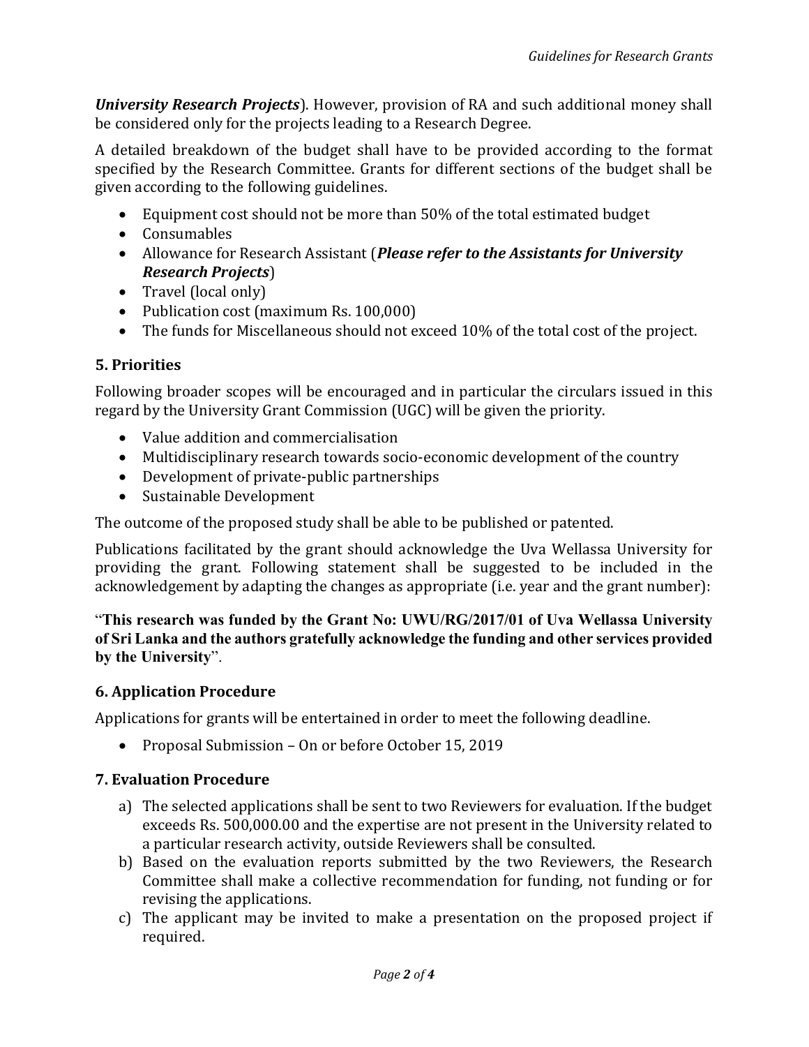***University Research Projects***). However, provision of RA and such additional money shall be considered only for the projects leading to a Research Degree.

A detailed breakdown of the budget shall have to be provided according to the format specified by the Research Committee. Grants for different sections of the budget shall be given according to the following guidelines.

- Equipment cost should not be more than 50% of the total estimated budget
- Consumables
- Allowance for Research Assistant (***Please refer to the Assistants for University Research Projects***)
- Travel (local only)
- Publication cost (maximum Rs. 100,000)
- The funds for Miscellaneous should not exceed 10% of the total cost of the project.

## 5. Priorities

Following broader scopes will be encouraged and in particular the circulars issued in this regard by the University Grant Commission (UGC) will be given the priority.

- Value addition and commercialisation
- Multidisciplinary research towards socio-economic development of the country
- Development of private-public partnerships
- Sustainable Development

The outcome of the proposed study shall be able to be published or patented.

Publications facilitated by the grant should acknowledge the Uva Wellassa University for providing the grant. Following statement shall be suggested to be included in the acknowledgement by adapting the changes as appropriate (i.e. year and the grant number):

"**This research was funded by the Grant No: UWU/RG/2017/01 of Uva Wellassa University of Sri Lanka and the authors gratefully acknowledge the funding and other services provided by the University**".

## 6. Application Procedure

Applications for grants will be entertained in order to meet the following deadline.

- Proposal Submission – On or before October 15, 2019

## 7. Evaluation Procedure

a) The selected applications shall be sent to two Reviewers for evaluation. If the budget exceeds Rs. 500,000.00 and the expertise are not present in the University related to a particular research activity, outside Reviewers shall be consulted.

b) Based on the evaluation reports submitted by the two Reviewers, the Research Committee shall make a collective recommendation for funding, not funding or for revising the applications.

c) The applicant may be invited to make a presentation on the proposed project if required.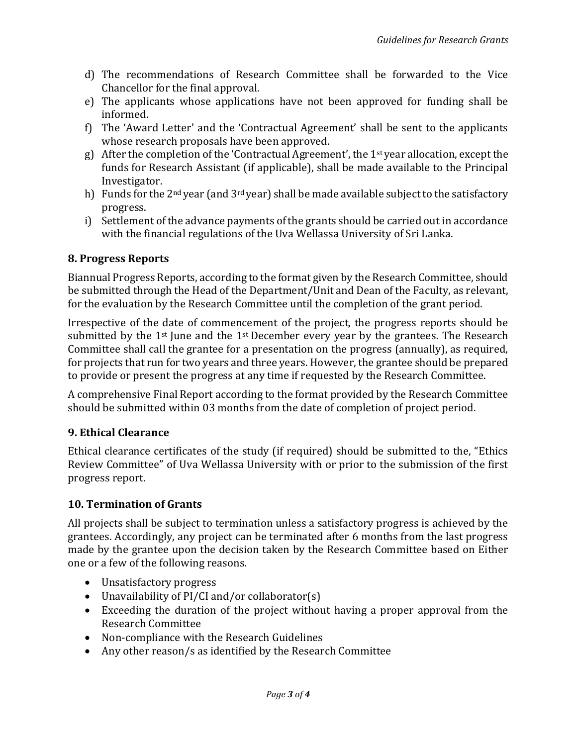d) The recommendations of Research Committee shall be forwarded to the Vice Chancellor for the final approval.
e) The applicants whose applications have not been approved for funding shall be informed.
f) The 'Award Letter' and the 'Contractual Agreement' shall be sent to the applicants whose research proposals have been approved.
g) After the completion of the 'Contractual Agreement', the 1st year allocation, except the funds for Research Assistant (if applicable), shall be made available to the Principal Investigator.
h) Funds for the 2nd year (and 3rd year) shall be made available subject to the satisfactory progress.
i) Settlement of the advance payments of the grants should be carried out in accordance with the financial regulations of the Uva Wellassa University of Sri Lanka.

### 8. Progress Reports

Biannual Progress Reports, according to the format given by the Research Committee, should be submitted through the Head of the Department/Unit and Dean of the Faculty, as relevant, for the evaluation by the Research Committee until the completion of the grant period.

Irrespective of the date of commencement of the project, the progress reports should be submitted by the 1st June and the 1st December every year by the grantees. The Research Committee shall call the grantee for a presentation on the progress (annually), as required, for projects that run for two years and three years. However, the grantee should be prepared to provide or present the progress at any time if requested by the Research Committee.

A comprehensive Final Report according to the format provided by the Research Committee should be submitted within 03 months from the date of completion of project period.

### 9. Ethical Clearance

Ethical clearance certificates of the study (if required) should be submitted to the, "Ethics Review Committee" of Uva Wellassa University with or prior to the submission of the first progress report.

### 10. Termination of Grants

All projects shall be subject to termination unless a satisfactory progress is achieved by the grantees. Accordingly, any project can be terminated after 6 months from the last progress made by the grantee upon the decision taken by the Research Committee based on Either one or a few of the following reasons.

- Unsatisfactory progress
- Unavailability of PI/CI and/or collaborator(s)
- Exceeding the duration of the project without having a proper approval from the Research Committee
- Non-compliance with the Research Guidelines
- Any other reason/s as identified by the Research Committee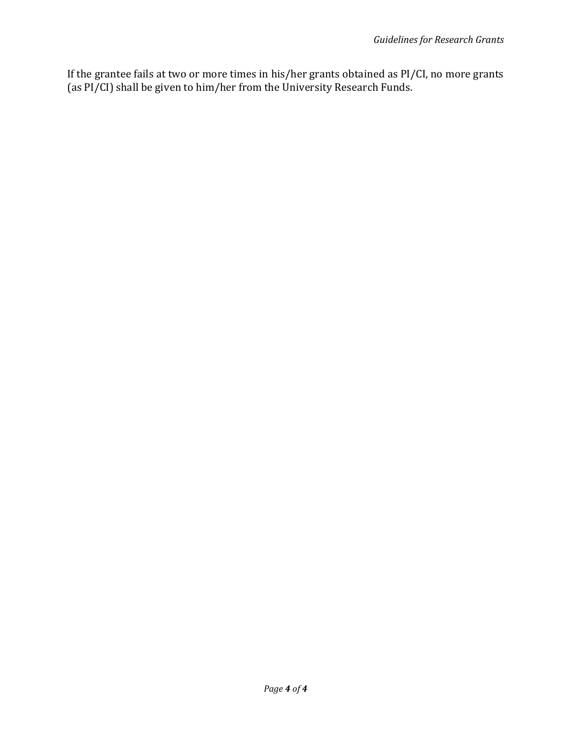If the grantee fails at two or more times in his/her grants obtained as PI/CI, no more grants (as PI/CI) shall be given to him/her from the University Research Funds.